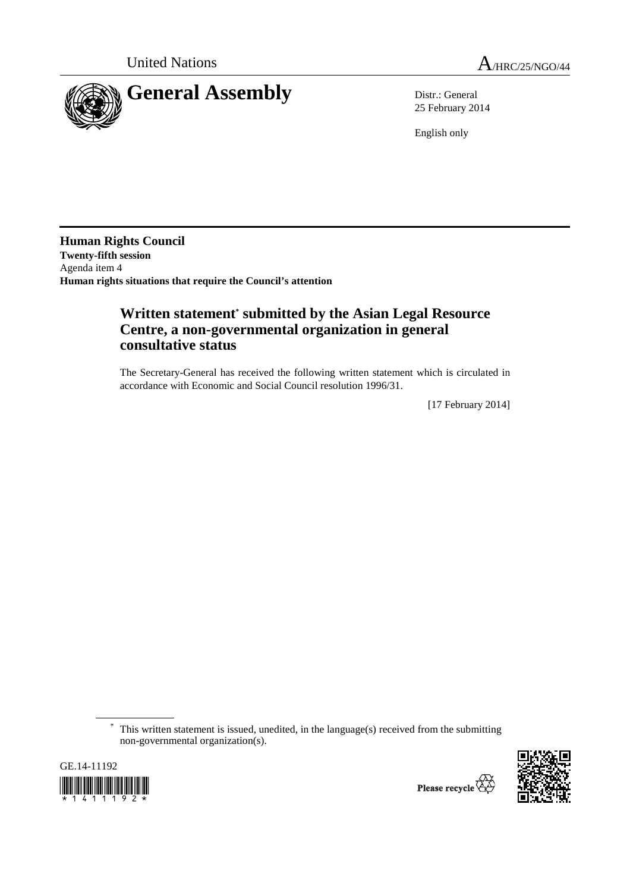United Nations

A/HRC/25/NGO/44

# General Assembly

Distr.: General
25 February 2014

English only

**Human Rights Council**
**Twenty-fifth session**
Agenda item 4
**Human rights situations that require the Council's attention**

## Written statement* submitted by the Asian Legal Resource Centre, a non-governmental organization in general consultative status

The Secretary-General has received the following written statement which is circulated in accordance with Economic and Social Council resolution 1996/31.

[17 February 2014]

* This written statement is issued, unedited, in the language(s) received from the submitting non-governmental organization(s).

GE.14-11192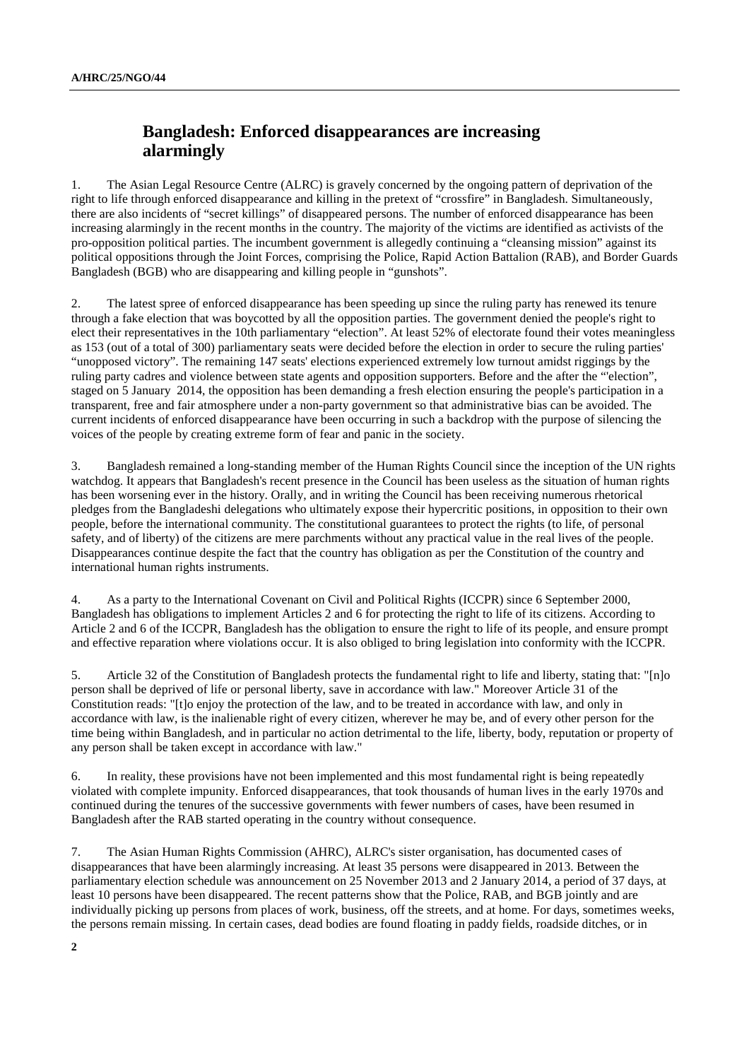## Bangladesh: Enforced disappearances are increasing alarmingly

1. The Asian Legal Resource Centre (ALRC) is gravely concerned by the ongoing pattern of deprivation of the right to life through enforced disappearance and killing in the pretext of "crossfire" in Bangladesh. Simultaneously, there are also incidents of "secret killings" of disappeared persons. The number of enforced disappearance has been increasing alarmingly in the recent months in the country. The majority of the victims are identified as activists of the pro-opposition political parties. The incumbent government is allegedly continuing a "cleansing mission" against its political oppositions through the Joint Forces, comprising the Police, Rapid Action Battalion (RAB), and Border Guards Bangladesh (BGB) who are disappearing and killing people in "gunshots".

2. The latest spree of enforced disappearance has been speeding up since the ruling party has renewed its tenure through a fake election that was boycotted by all the opposition parties. The government denied the people's right to elect their representatives in the 10th parliamentary "election". At least 52% of electorate found their votes meaningless as 153 (out of a total of 300) parliamentary seats were decided before the election in order to secure the ruling parties' "unopposed victory". The remaining 147 seats' elections experienced extremely low turnout amidst riggings by the ruling party cadres and violence between state agents and opposition supporters. Before and the after the "'election", staged on 5 January 2014, the opposition has been demanding a fresh election ensuring the people's participation in a transparent, free and fair atmosphere under a non-party government so that administrative bias can be avoided. The current incidents of enforced disappearance have been occurring in such a backdrop with the purpose of silencing the voices of the people by creating extreme form of fear and panic in the society.

3. Bangladesh remained a long-standing member of the Human Rights Council since the inception of the UN rights watchdog. It appears that Bangladesh's recent presence in the Council has been useless as the situation of human rights has been worsening ever in the history. Orally, and in writing the Council has been receiving numerous rhetorical pledges from the Bangladeshi delegations who ultimately expose their hypercritic positions, in opposition to their own people, before the international community. The constitutional guarantees to protect the rights (to life, of personal safety, and of liberty) of the citizens are mere parchments without any practical value in the real lives of the people. Disappearances continue despite the fact that the country has obligation as per the Constitution of the country and international human rights instruments.

4. As a party to the International Covenant on Civil and Political Rights (ICCPR) since 6 September 2000, Bangladesh has obligations to implement Articles 2 and 6 for protecting the right to life of its citizens. According to Article 2 and 6 of the ICCPR, Bangladesh has the obligation to ensure the right to life of its people, and ensure prompt and effective reparation where violations occur. It is also obliged to bring legislation into conformity with the ICCPR.

5. Article 32 of the Constitution of Bangladesh protects the fundamental right to life and liberty, stating that: "[n]o person shall be deprived of life or personal liberty, save in accordance with law." Moreover Article 31 of the Constitution reads: "[t]o enjoy the protection of the law, and to be treated in accordance with law, and only in accordance with law, is the inalienable right of every citizen, wherever he may be, and of every other person for the time being within Bangladesh, and in particular no action detrimental to the life, liberty, body, reputation or property of any person shall be taken except in accordance with law."

6. In reality, these provisions have not been implemented and this most fundamental right is being repeatedly violated with complete impunity. Enforced disappearances, that took thousands of human lives in the early 1970s and continued during the tenures of the successive governments with fewer numbers of cases, have been resumed in Bangladesh after the RAB started operating in the country without consequence.

7. The Asian Human Rights Commission (AHRC), ALRC's sister organisation, has documented cases of disappearances that have been alarmingly increasing. At least 35 persons were disappeared in 2013. Between the parliamentary election schedule was announcement on 25 November 2013 and 2 January 2014, a period of 37 days, at least 10 persons have been disappeared. The recent patterns show that the Police, RAB, and BGB jointly and are individually picking up persons from places of work, business, off the streets, and at home. For days, sometimes weeks, the persons remain missing. In certain cases, dead bodies are found floating in paddy fields, roadside ditches, or in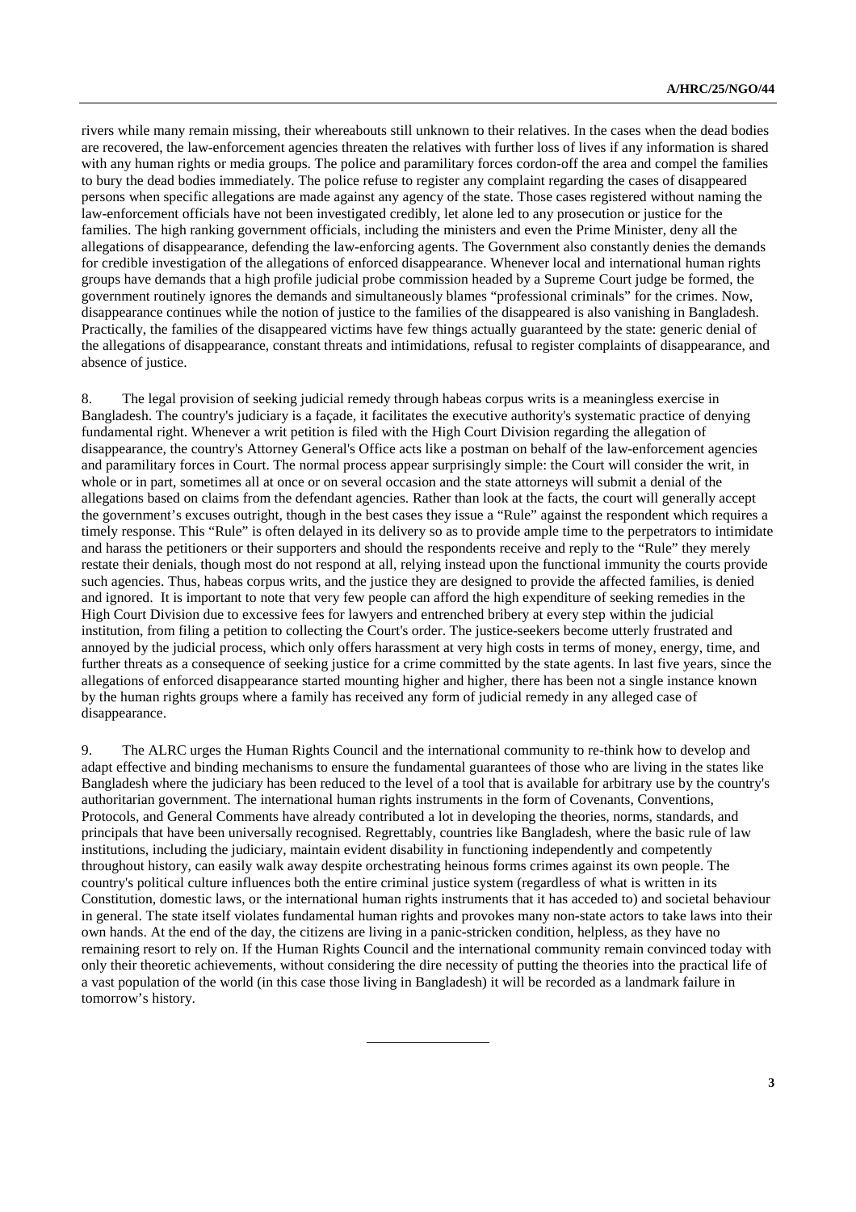rivers while many remain missing, their whereabouts still unknown to their relatives. In the cases when the dead bodies are recovered, the law-enforcement agencies threaten the relatives with further loss of lives if any information is shared with any human rights or media groups. The police and paramilitary forces cordon-off the area and compel the families to bury the dead bodies immediately. The police refuse to register any complaint regarding the cases of disappeared persons when specific allegations are made against any agency of the state. Those cases registered without naming the law-enforcement officials have not been investigated credibly, let alone led to any prosecution or justice for the families. The high ranking government officials, including the ministers and even the Prime Minister, deny all the allegations of disappearance, defending the law-enforcing agents. The Government also constantly denies the demands for credible investigation of the allegations of enforced disappearance. Whenever local and international human rights groups have demands that a high profile judicial probe commission headed by a Supreme Court judge be formed, the government routinely ignores the demands and simultaneously blames "professional criminals" for the crimes. Now, disappearance continues while the notion of justice to the families of the disappeared is also vanishing in Bangladesh. Practically, the families of the disappeared victims have few things actually guaranteed by the state: generic denial of the allegations of disappearance, constant threats and intimidations, refusal to register complaints of disappearance, and absence of justice.

8. The legal provision of seeking judicial remedy through habeas corpus writs is a meaningless exercise in Bangladesh. The country's judiciary is a façade, it facilitates the executive authority's systematic practice of denying fundamental right. Whenever a writ petition is filed with the High Court Division regarding the allegation of disappearance, the country's Attorney General's Office acts like a postman on behalf of the law-enforcement agencies and paramilitary forces in Court. The normal process appear surprisingly simple: the Court will consider the writ, in whole or in part, sometimes all at once or on several occasion and the state attorneys will submit a denial of the allegations based on claims from the defendant agencies. Rather than look at the facts, the court will generally accept the government's excuses outright, though in the best cases they issue a "Rule" against the respondent which requires a timely response. This "Rule" is often delayed in its delivery so as to provide ample time to the perpetrators to intimidate and harass the petitioners or their supporters and should the respondents receive and reply to the "Rule" they merely restate their denials, though most do not respond at all, relying instead upon the functional immunity the courts provide such agencies. Thus, habeas corpus writs, and the justice they are designed to provide the affected families, is denied and ignored. It is important to note that very few people can afford the high expenditure of seeking remedies in the High Court Division due to excessive fees for lawyers and entrenched bribery at every step within the judicial institution, from filing a petition to collecting the Court's order. The justice-seekers become utterly frustrated and annoyed by the judicial process, which only offers harassment at very high costs in terms of money, energy, time, and further threats as a consequence of seeking justice for a crime committed by the state agents. In last five years, since the allegations of enforced disappearance started mounting higher and higher, there has been not a single instance known by the human rights groups where a family has received any form of judicial remedy in any alleged case of disappearance.

9. The ALRC urges the Human Rights Council and the international community to re-think how to develop and adapt effective and binding mechanisms to ensure the fundamental guarantees of those who are living in the states like Bangladesh where the judiciary has been reduced to the level of a tool that is available for arbitrary use by the country's authoritarian government. The international human rights instruments in the form of Covenants, Conventions, Protocols, and General Comments have already contributed a lot in developing the theories, norms, standards, and principals that have been universally recognised. Regrettably, countries like Bangladesh, where the basic rule of law institutions, including the judiciary, maintain evident disability in functioning independently and competently throughout history, can easily walk away despite orchestrating heinous forms crimes against its own people. The country's political culture influences both the entire criminal justice system (regardless of what is written in its Constitution, domestic laws, or the international human rights instruments that it has acceded to) and societal behaviour in general. The state itself violates fundamental human rights and provokes many non-state actors to take laws into their own hands. At the end of the day, the citizens are living in a panic-stricken condition, helpless, as they have no remaining resort to rely on. If the Human Rights Council and the international community remain convinced today with only their theoretic achievements, without considering the dire necessity of putting the theories into the practical life of a vast population of the world (in this case those living in Bangladesh) it will be recorded as a landmark failure in tomorrow's history.